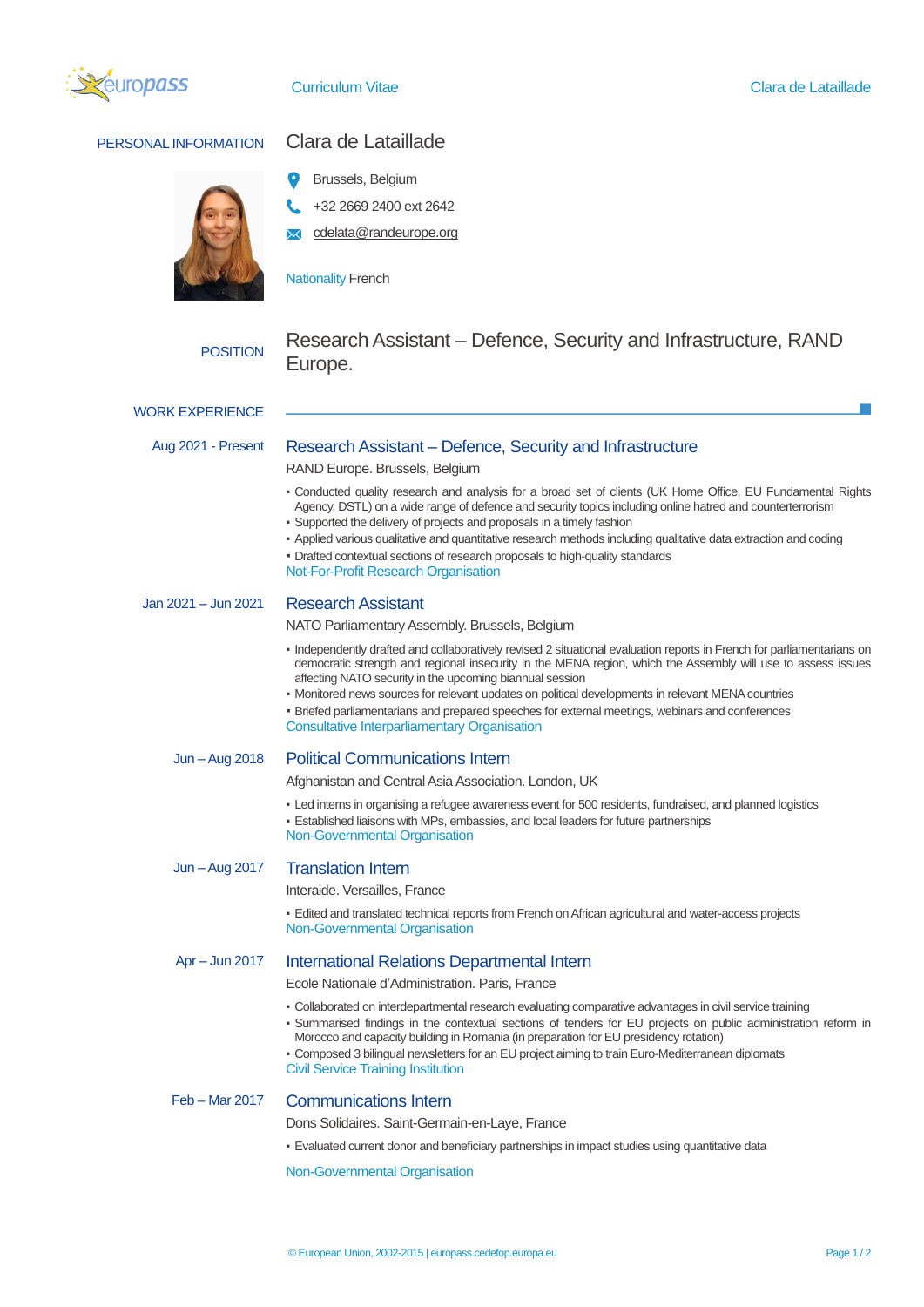Curriculum Vitae

## PERSONAL INFORMATION

# Clara de Lataillade

Brussels, Belgium

+32 2669 2400 ext 2642

cdelata@randeurope.org

Nationality French

## POSITION

Research Assistant – Defence, Security and Infrastructure, RAND Europe.

## WORK EXPERIENCE

**Aug 2021 - Present**

### Research Assistant – Defence, Security and Infrastructure

RAND Europe. Brussels, Belgium

- Conducted quality research and analysis for a broad set of clients (UK Home Office, EU Fundamental Rights Agency, DSTL) on a wide range of defence and security topics including online hatred and counterterrorism
- Supported the delivery of projects and proposals in a timely fashion
- Applied various qualitative and quantitative research methods including qualitative data extraction and coding
- Drafted contextual sections of research proposals to high-quality standards

Not-For-Profit Research Organisation

**Jan 2021 – Jun 2021**

### Research Assistant

NATO Parliamentary Assembly. Brussels, Belgium

- Independently drafted and collaboratively revised 2 situational evaluation reports in French for parliamentarians on democratic strength and regional insecurity in the MENA region, which the Assembly will use to assess issues affecting NATO security in the upcoming biannual session
- Monitored news sources for relevant updates on political developments in relevant MENA countries
- Briefed parliamentarians and prepared speeches for external meetings, webinars and conferences

Consultative Interparliamentary Organisation

**Jun – Aug 2018**

### Political Communications Intern

Afghanistan and Central Asia Association. London, UK

- Led interns in organising a refugee awareness event for 500 residents, fundraised, and planned logistics
- Established liaisons with MPs, embassies, and local leaders for future partnerships

Non-Governmental Organisation

**Jun – Aug 2017**

### Translation Intern

Interaide. Versailles, France

- Edited and translated technical reports from French on African agricultural and water-access projects

Non-Governmental Organisation

**Apr – Jun 2017**

### International Relations Departmental Intern

Ecole Nationale d'Administration. Paris, France

- Collaborated on interdepartmental research evaluating comparative advantages in civil service training
- Summarised findings in the contextual sections of tenders for EU projects on public administration reform in Morocco and capacity building in Romania (in preparation for EU presidency rotation)
- Composed 3 bilingual newsletters for an EU project aiming to train Euro-Mediterranean diplomats

Civil Service Training Institution

**Feb – Mar 2017**

### Communications Intern

Dons Solidaires. Saint-Germain-en-Laye, France

- Evaluated current donor and beneficiary partnerships in impact studies using quantitative data

Non-Governmental Organisation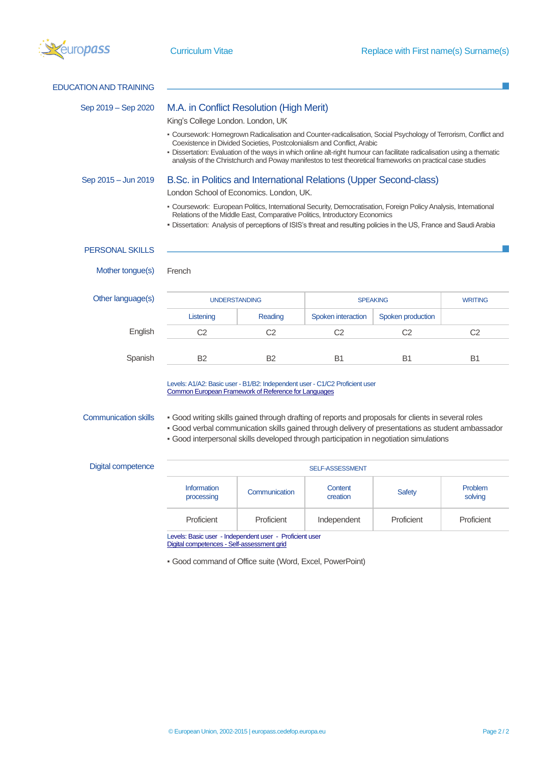## EDUCATION AND TRAINING

**Sep 2019 – Sep 2020**

### M.A. in Conflict Resolution (High Merit)

King's College London. London, UK

- Coursework: Homegrown Radicalisation and Counter-radicalisation, Social Psychology of Terrorism, Conflict and Coexistence in Divided Societies, Postcolonialism and Conflict, Arabic
- Dissertation: Evaluation of the ways in which online alt-right humour can facilitate radicalisation using a thematic analysis of the Christchurch and Poway manifestos to test theoretical frameworks on practical case studies

**Sep 2015 – Jun 2019**

### B.Sc. in Politics and International Relations (Upper Second-class)

London School of Economics. London, UK.

- Coursework: European Politics, International Security, Democratisation, Foreign Policy Analysis, International Relations of the Middle East, Comparative Politics, Introductory Economics
- Dissertation: Analysis of perceptions of ISIS's threat and resulting policies in the US, France and Saudi Arabia

## PERSONAL SKILLS

**Mother tongue(s)**

French

**Other language(s)**

| | UNDERSTANDING | | SPEAKING | | WRITING |
|---|---|---|---|---|---|
| | Listening | Reading | Spoken interaction | Spoken production | |
| English | C2 | C2 | C2 | C2 | C2 |
| Spanish | B2 | B2 | B1 | B1 | B1 |

Levels: A1/A2: Basic user - B1/B2: Independent user - C1/C2 Proficient user
Common European Framework of Reference for Languages

**Communication skills**

- Good writing skills gained through drafting of reports and proposals for clients in several roles
- Good verbal communication skills gained through delivery of presentations as student ambassador
- Good interpersonal skills developed through participation in negotiation simulations

**Digital competence**

| SELF-ASSESSMENT | | | | |
|---|---|---|---|---|
| Information processing | Communication | Content creation | Safety | Problem solving |
| Proficient | Proficient | Independent | Proficient | Proficient |

Levels: Basic user - Independent user - Proficient user
Digital competences - Self-assessment grid

- Good command of Office suite (Word, Excel, PowerPoint)